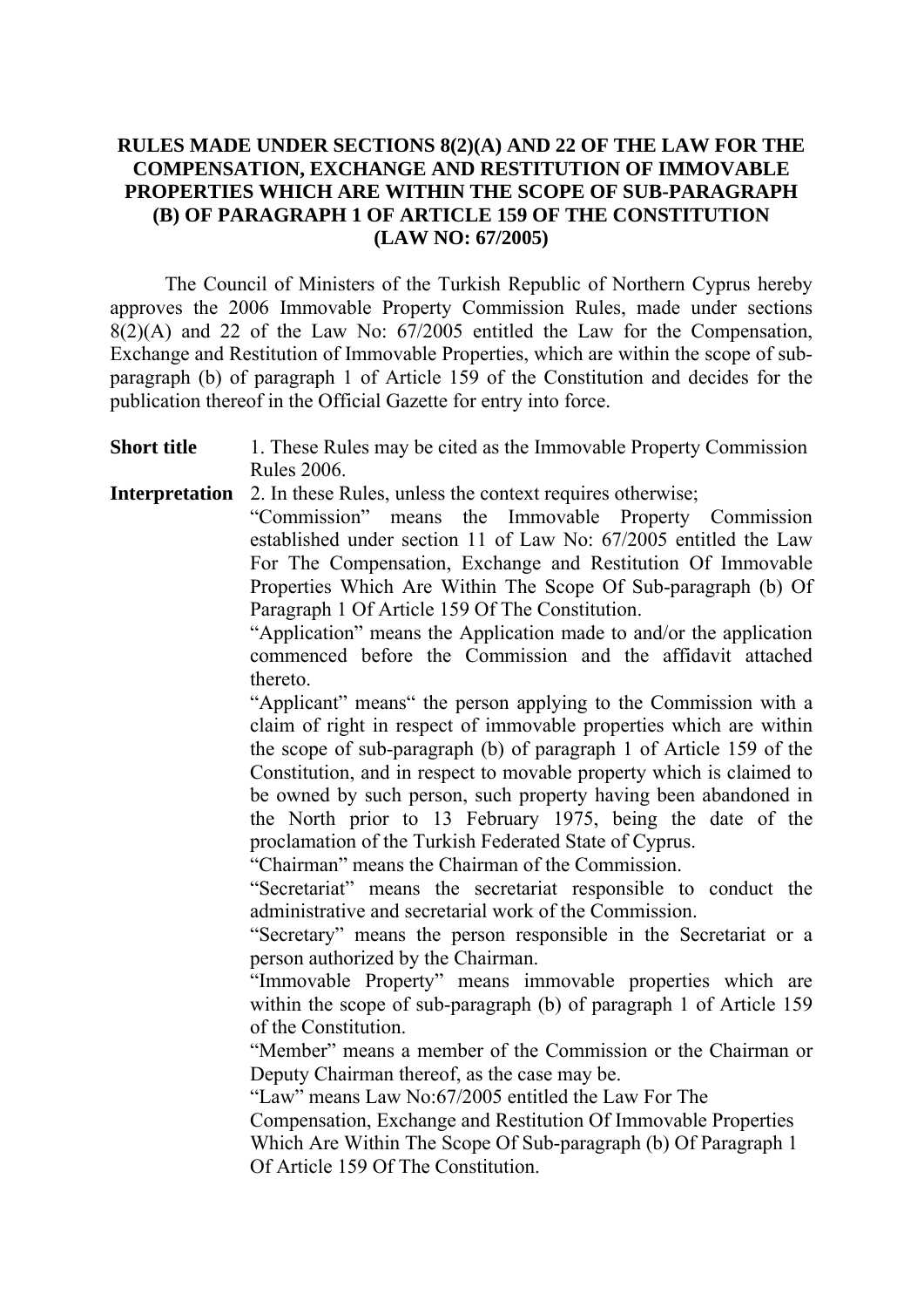# RULES MADE UNDER SECTIONS 8(2)(A) AND 22 OF THE LAW FOR THE COMPENSATION, EXCHANGE AND RESTITUTION OF IMMOVABLE PROPERTIES WHICH ARE WITHIN THE SCOPE OF SUB-PARAGRAPH (B) OF PARAGRAPH 1 OF ARTICLE 159 OF THE CONSTITUTION (LAW NO: 67/2005)

The Council of Ministers of the Turkish Republic of Northern Cyprus hereby approves the 2006 Immovable Property Commission Rules, made under sections 8(2)(A) and 22 of the Law No: 67/2005 entitled the Law for the Compensation, Exchange and Restitution of Immovable Properties, which are within the scope of sub-paragraph (b) of paragraph 1 of Article 159 of the Constitution and decides for the publication thereof in the Official Gazette for entry into force.

**Short title**

1. These Rules may be cited as the Immovable Property Commission Rules 2006.

**Interpretation**

2. In these Rules, unless the context requires otherwise;

"Commission" means the Immovable Property Commission established under section 11 of Law No: 67/2005 entitled the Law For The Compensation, Exchange and Restitution Of Immovable Properties Which Are Within The Scope Of Sub-paragraph (b) Of Paragraph 1 Of Article 159 Of The Constitution.

"Application" means the Application made to and/or the application commenced before the Commission and the affidavit attached thereto.

"Applicant" means" the person applying to the Commission with a claim of right in respect of immovable properties which are within the scope of sub-paragraph (b) of paragraph 1 of Article 159 of the Constitution, and in respect to movable property which is claimed to be owned by such person, such property having been abandoned in the North prior to 13 February 1975, being the date of the proclamation of the Turkish Federated State of Cyprus.

"Chairman" means the Chairman of the Commission.

"Secretariat" means the secretariat responsible to conduct the administrative and secretarial work of the Commission.

"Secretary" means the person responsible in the Secretariat or a person authorized by the Chairman.

"Immovable Property" means immovable properties which are within the scope of sub-paragraph (b) of paragraph 1 of Article 159 of the Constitution.

"Member" means a member of the Commission or the Chairman or Deputy Chairman thereof, as the case may be.

"Law" means Law No:67/2005 entitled the Law For The Compensation, Exchange and Restitution Of Immovable Properties Which Are Within The Scope Of Sub-paragraph (b) Of Paragraph 1 Of Article 159 Of The Constitution.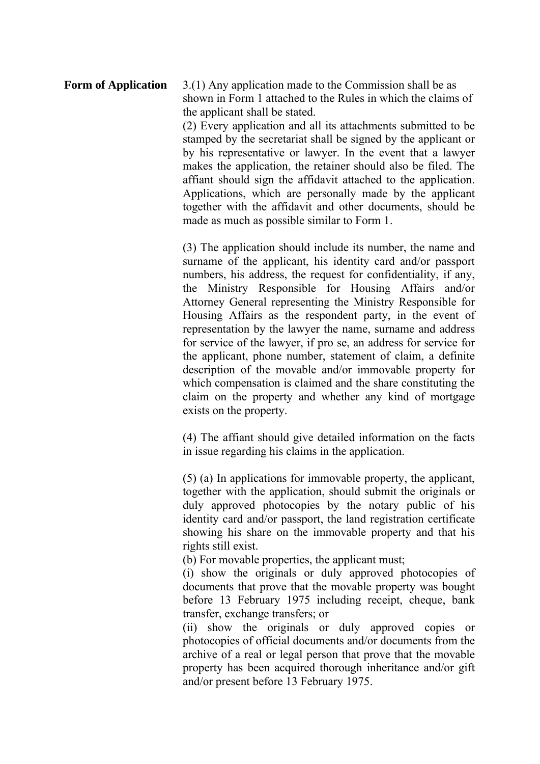**Form of Application**

3.(1) Any application made to the Commission shall be as shown in Form 1 attached to the Rules in which the claims of the applicant shall be stated.

(2) Every application and all its attachments submitted to be stamped by the secretariat shall be signed by the applicant or by his representative or lawyer. In the event that a lawyer makes the application, the retainer should also be filed. The affiant should sign the affidavit attached to the application. Applications, which are personally made by the applicant together with the affidavit and other documents, should be made as much as possible similar to Form 1.

(3) The application should include its number, the name and surname of the applicant, his identity card and/or passport numbers, his address, the request for confidentiality, if any, the Ministry Responsible for Housing Affairs and/or Attorney General representing the Ministry Responsible for Housing Affairs as the respondent party, in the event of representation by the lawyer the name, surname and address for service of the lawyer, if pro se, an address for service for the applicant, phone number, statement of claim, a definite description of the movable and/or immovable property for which compensation is claimed and the share constituting the claim on the property and whether any kind of mortgage exists on the property.

(4) The affiant should give detailed information on the facts in issue regarding his claims in the application.

(5) (a) In applications for immovable property, the applicant, together with the application, should submit the originals or duly approved photocopies by the notary public of his identity card and/or passport, the land registration certificate showing his share on the immovable property and that his rights still exist.

(b) For movable properties, the applicant must;

(i) show the originals or duly approved photocopies of documents that prove that the movable property was bought before 13 February 1975 including receipt, cheque, bank transfer, exchange transfers; or

(ii) show the originals or duly approved copies or photocopies of official documents and/or documents from the archive of a real or legal person that prove that the movable property has been acquired thorough inheritance and/or gift and/or present before 13 February 1975.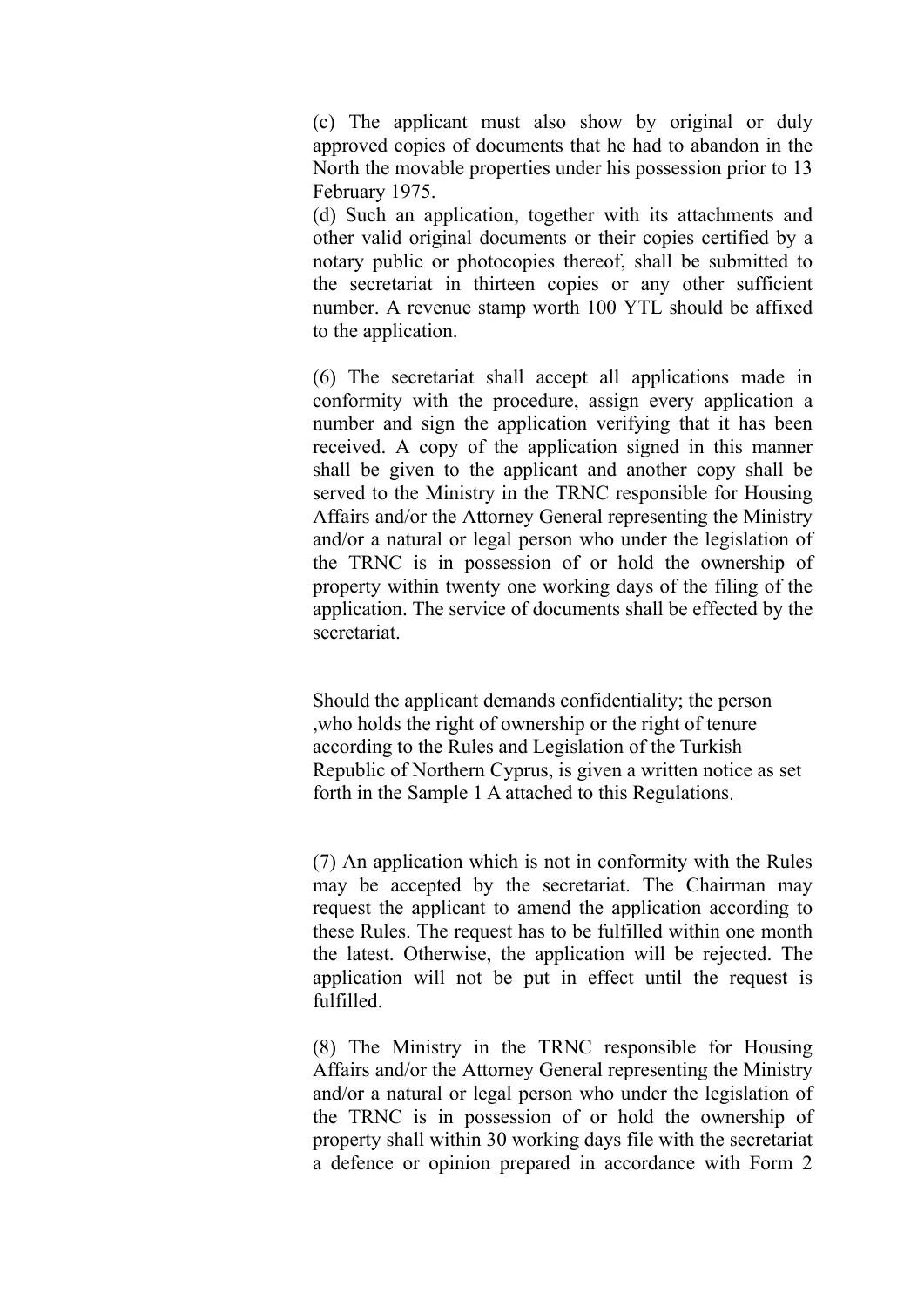(c) The applicant must also show by original or duly approved copies of documents that he had to abandon in the North the movable properties under his possession prior to 13 February 1975.

(d) Such an application, together with its attachments and other valid original documents or their copies certified by a notary public or photocopies thereof, shall be submitted to the secretariat in thirteen copies or any other sufficient number. A revenue stamp worth 100 YTL should be affixed to the application.

(6) The secretariat shall accept all applications made in conformity with the procedure, assign every application a number and sign the application verifying that it has been received. A copy of the application signed in this manner shall be given to the applicant and another copy shall be served to the Ministry in the TRNC responsible for Housing Affairs and/or the Attorney General representing the Ministry and/or a natural or legal person who under the legislation of the TRNC is in possession of or hold the ownership of property within twenty one working days of the filing of the application. The service of documents shall be effected by the secretariat.

Should the applicant demands confidentiality; the person ,who holds the right of ownership or the right of tenure according to the Rules and Legislation of the Turkish Republic of Northern Cyprus, is given a written notice as set forth in the Sample 1 A attached to this Regulations.

(7) An application which is not in conformity with the Rules may be accepted by the secretariat. The Chairman may request the applicant to amend the application according to these Rules. The request has to be fulfilled within one month the latest. Otherwise, the application will be rejected. The application will not be put in effect until the request is fulfilled.

(8) The Ministry in the TRNC responsible for Housing Affairs and/or the Attorney General representing the Ministry and/or a natural or legal person who under the legislation of the TRNC is in possession of or hold the ownership of property shall within 30 working days file with the secretariat a defence or opinion prepared in accordance with Form 2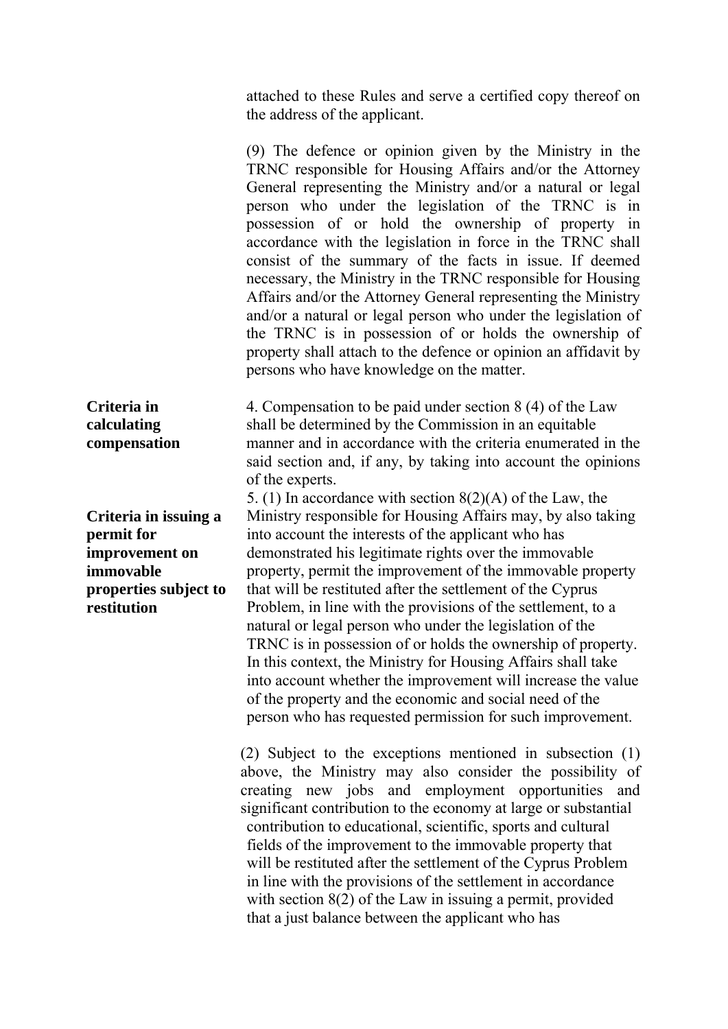attached to these Rules and serve a certified copy thereof on the address of the applicant.

(9) The defence or opinion given by the Ministry in the TRNC responsible for Housing Affairs and/or the Attorney General representing the Ministry and/or a natural or legal person who under the legislation of the TRNC is in possession of or hold the ownership of property in accordance with the legislation in force in the TRNC shall consist of the summary of the facts in issue. If deemed necessary, the Ministry in the TRNC responsible for Housing Affairs and/or the Attorney General representing the Ministry and/or a natural or legal person who under the legislation of the TRNC is in possession of or holds the ownership of property shall attach to the defence or opinion an affidavit by persons who have knowledge on the matter.

**Criteria in calculating compensation**

4. Compensation to be paid under section 8 (4) of the Law shall be determined by the Commission in an equitable manner and in accordance with the criteria enumerated in the said section and, if any, by taking into account the opinions of the experts.

**Criteria in issuing a permit for improvement on immovable properties subject to restitution**

5. (1) In accordance with section 8(2)(A) of the Law, the Ministry responsible for Housing Affairs may, by also taking into account the interests of the applicant who has demonstrated his legitimate rights over the immovable property, permit the improvement of the immovable property that will be restituted after the settlement of the Cyprus Problem, in line with the provisions of the settlement, to a natural or legal person who under the legislation of the TRNC is in possession of or holds the ownership of property. In this context, the Ministry for Housing Affairs shall take into account whether the improvement will increase the value of the property and the economic and social need of the person who has requested permission for such improvement.

(2) Subject to the exceptions mentioned in subsection (1) above, the Ministry may also consider the possibility of creating new jobs and employment opportunities and significant contribution to the economy at large or substantial contribution to educational, scientific, sports and cultural fields of the improvement to the immovable property that will be restituted after the settlement of the Cyprus Problem in line with the provisions of the settlement in accordance with section 8(2) of the Law in issuing a permit, provided that a just balance between the applicant who has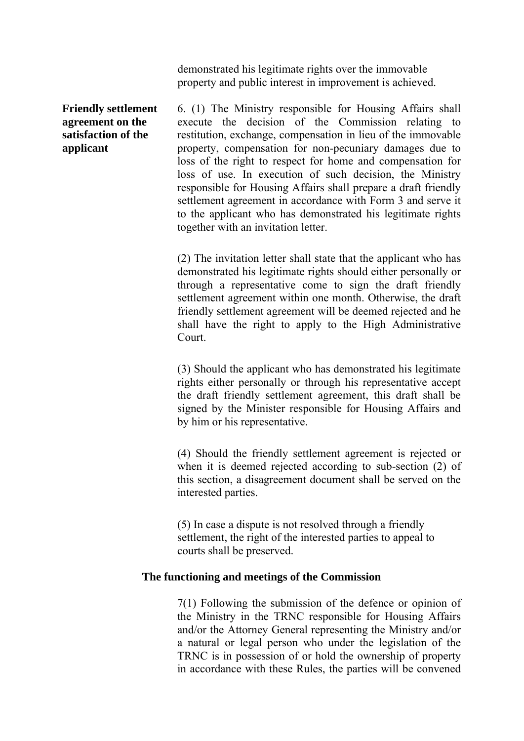demonstrated his legitimate rights over the immovable property and public interest in improvement is achieved.

**Friendly settlement agreement on the satisfaction of the applicant**

6. (1) The Ministry responsible for Housing Affairs shall execute the decision of the Commission relating to restitution, exchange, compensation in lieu of the immovable property, compensation for non-pecuniary damages due to loss of the right to respect for home and compensation for loss of use. In execution of such decision, the Ministry responsible for Housing Affairs shall prepare a draft friendly settlement agreement in accordance with Form 3 and serve it to the applicant who has demonstrated his legitimate rights together with an invitation letter.

(2) The invitation letter shall state that the applicant who has demonstrated his legitimate rights should either personally or through a representative come to sign the draft friendly settlement agreement within one month. Otherwise, the draft friendly settlement agreement will be deemed rejected and he shall have the right to apply to the High Administrative Court.

(3) Should the applicant who has demonstrated his legitimate rights either personally or through his representative accept the draft friendly settlement agreement, this draft shall be signed by the Minister responsible for Housing Affairs and by him or his representative.

(4) Should the friendly settlement agreement is rejected or when it is deemed rejected according to sub-section (2) of this section, a disagreement document shall be served on the interested parties.

(5) In case a dispute is not resolved through a friendly settlement, the right of the interested parties to appeal to courts shall be preserved.

**The functioning and meetings of the Commission**

7(1) Following the submission of the defence or opinion of the Ministry in the TRNC responsible for Housing Affairs and/or the Attorney General representing the Ministry and/or a natural or legal person who under the legislation of the TRNC is in possession of or hold the ownership of property in accordance with these Rules, the parties will be convened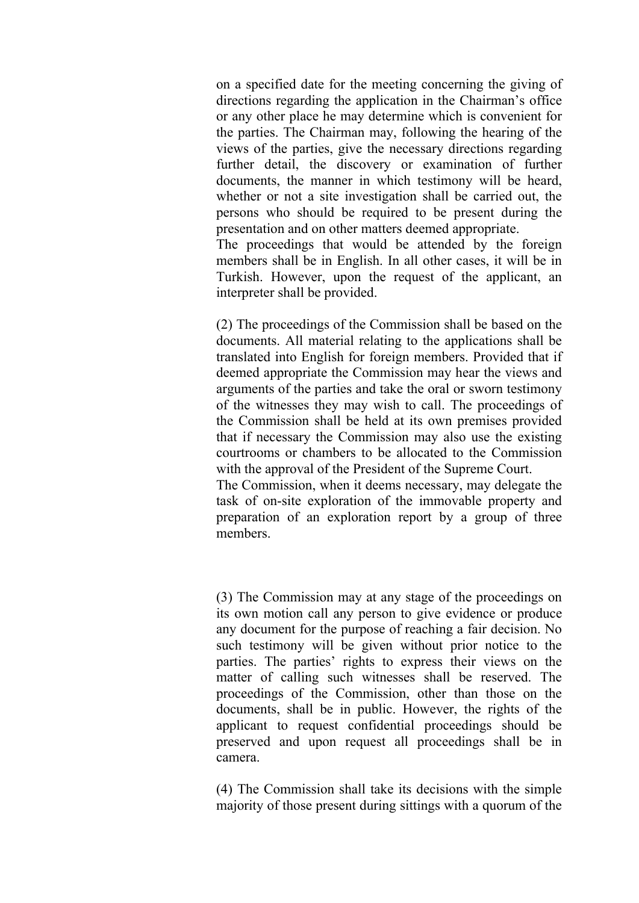on a specified date for the meeting concerning the giving of directions regarding the application in the Chairman's office or any other place he may determine which is convenient for the parties. The Chairman may, following the hearing of the views of the parties, give the necessary directions regarding further detail, the discovery or examination of further documents, the manner in which testimony will be heard, whether or not a site investigation shall be carried out, the persons who should be required to be present during the presentation and on other matters deemed appropriate.

The proceedings that would be attended by the foreign members shall be in English. In all other cases, it will be in Turkish. However, upon the request of the applicant, an interpreter shall be provided.

(2) The proceedings of the Commission shall be based on the documents. All material relating to the applications shall be translated into English for foreign members. Provided that if deemed appropriate the Commission may hear the views and arguments of the parties and take the oral or sworn testimony of the witnesses they may wish to call. The proceedings of the Commission shall be held at its own premises provided that if necessary the Commission may also use the existing courtrooms or chambers to be allocated to the Commission with the approval of the President of the Supreme Court.

The Commission, when it deems necessary, may delegate the task of on-site exploration of the immovable property and preparation of an exploration report by a group of three members.

(3) The Commission may at any stage of the proceedings on its own motion call any person to give evidence or produce any document for the purpose of reaching a fair decision. No such testimony will be given without prior notice to the parties. The parties' rights to express their views on the matter of calling such witnesses shall be reserved. The proceedings of the Commission, other than those on the documents, shall be in public. However, the rights of the applicant to request confidential proceedings should be preserved and upon request all proceedings shall be in camera.

(4) The Commission shall take its decisions with the simple majority of those present during sittings with a quorum of the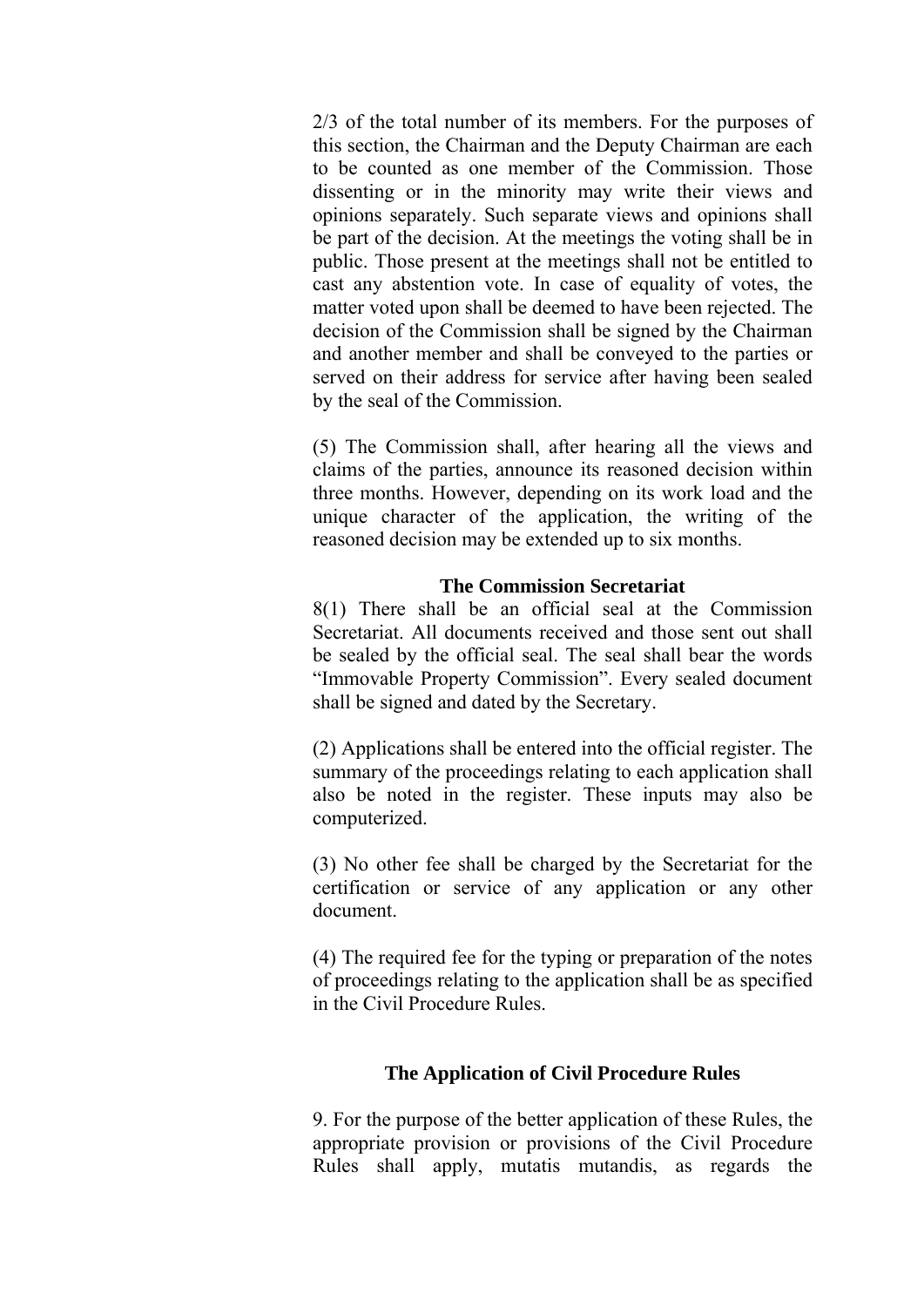2/3 of the total number of its members. For the purposes of this section, the Chairman and the Deputy Chairman are each to be counted as one member of the Commission. Those dissenting or in the minority may write their views and opinions separately. Such separate views and opinions shall be part of the decision. At the meetings the voting shall be in public. Those present at the meetings shall not be entitled to cast any abstention vote. In case of equality of votes, the matter voted upon shall be deemed to have been rejected. The decision of the Commission shall be signed by the Chairman and another member and shall be conveyed to the parties or served on their address for service after having been sealed by the seal of the Commission.

(5) The Commission shall, after hearing all the views and claims of the parties, announce its reasoned decision within three months. However, depending on its work load and the unique character of the application, the writing of the reasoned decision may be extended up to six months.

### The Commission Secretariat

8(1) There shall be an official seal at the Commission Secretariat. All documents received and those sent out shall be sealed by the official seal. The seal shall bear the words "Immovable Property Commission". Every sealed document shall be signed and dated by the Secretary.

(2) Applications shall be entered into the official register. The summary of the proceedings relating to each application shall also be noted in the register. These inputs may also be computerized.

(3) No other fee shall be charged by the Secretariat for the certification or service of any application or any other document.

(4) The required fee for the typing or preparation of the notes of proceedings relating to the application shall be as specified in the Civil Procedure Rules.

### The Application of Civil Procedure Rules

9. For the purpose of the better application of these Rules, the appropriate provision or provisions of the Civil Procedure Rules shall apply, mutatis mutandis, as regards the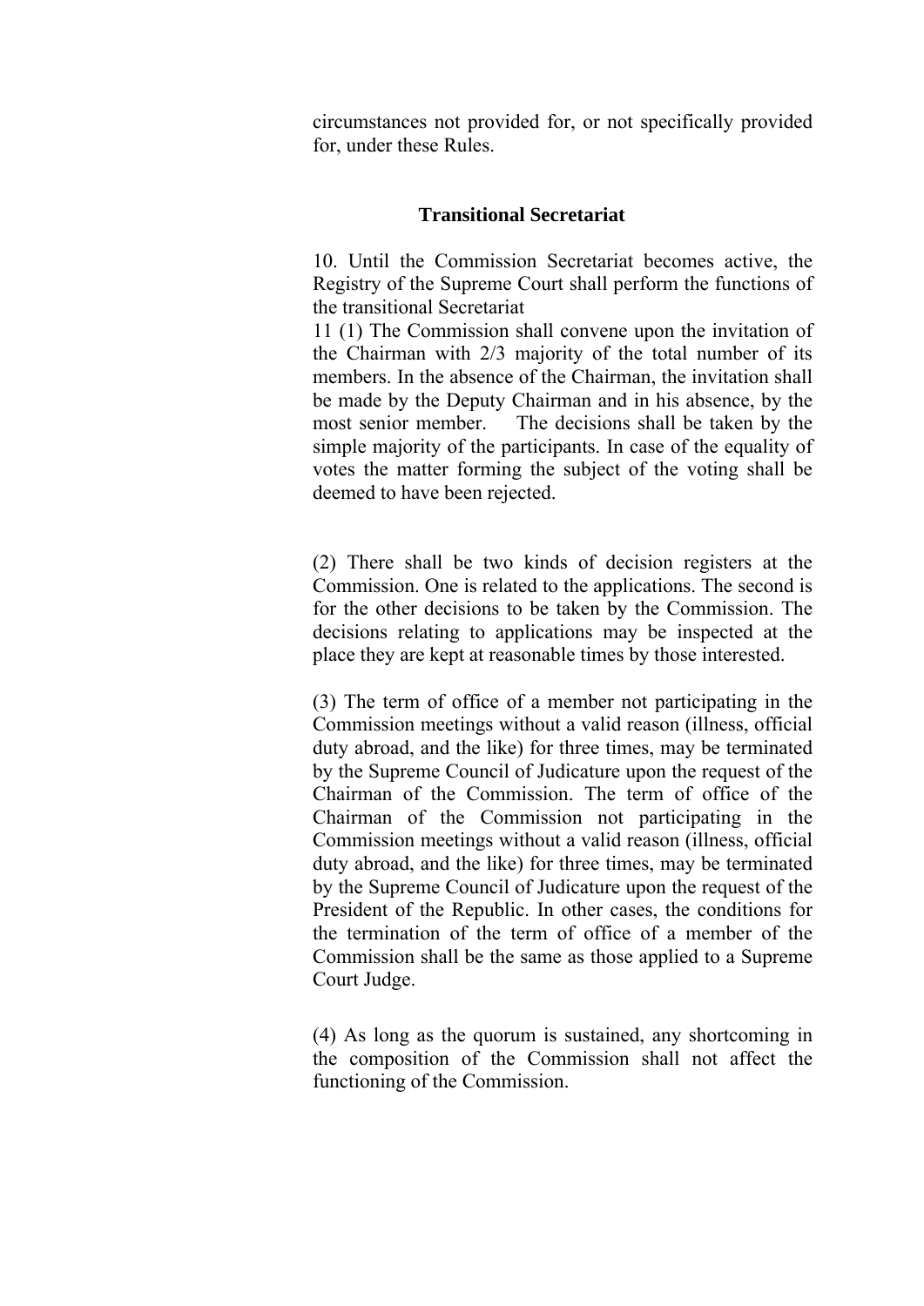circumstances not provided for, or not specifically provided for, under these Rules.

### Transitional Secretariat

10. Until the Commission Secretariat becomes active, the Registry of the Supreme Court shall perform the functions of the transitional Secretariat

11 (1) The Commission shall convene upon the invitation of the Chairman with 2/3 majority of the total number of its members. In the absence of the Chairman, the invitation shall be made by the Deputy Chairman and in his absence, by the most senior member. The decisions shall be taken by the simple majority of the participants. In case of the equality of votes the matter forming the subject of the voting shall be deemed to have been rejected.

(2) There shall be two kinds of decision registers at the Commission. One is related to the applications. The second is for the other decisions to be taken by the Commission. The decisions relating to applications may be inspected at the place they are kept at reasonable times by those interested.

(3) The term of office of a member not participating in the Commission meetings without a valid reason (illness, official duty abroad, and the like) for three times, may be terminated by the Supreme Council of Judicature upon the request of the Chairman of the Commission. The term of office of the Chairman of the Commission not participating in the Commission meetings without a valid reason (illness, official duty abroad, and the like) for three times, may be terminated by the Supreme Council of Judicature upon the request of the President of the Republic. In other cases, the conditions for the termination of the term of office of a member of the Commission shall be the same as those applied to a Supreme Court Judge.

(4) As long as the quorum is sustained, any shortcoming in the composition of the Commission shall not affect the functioning of the Commission.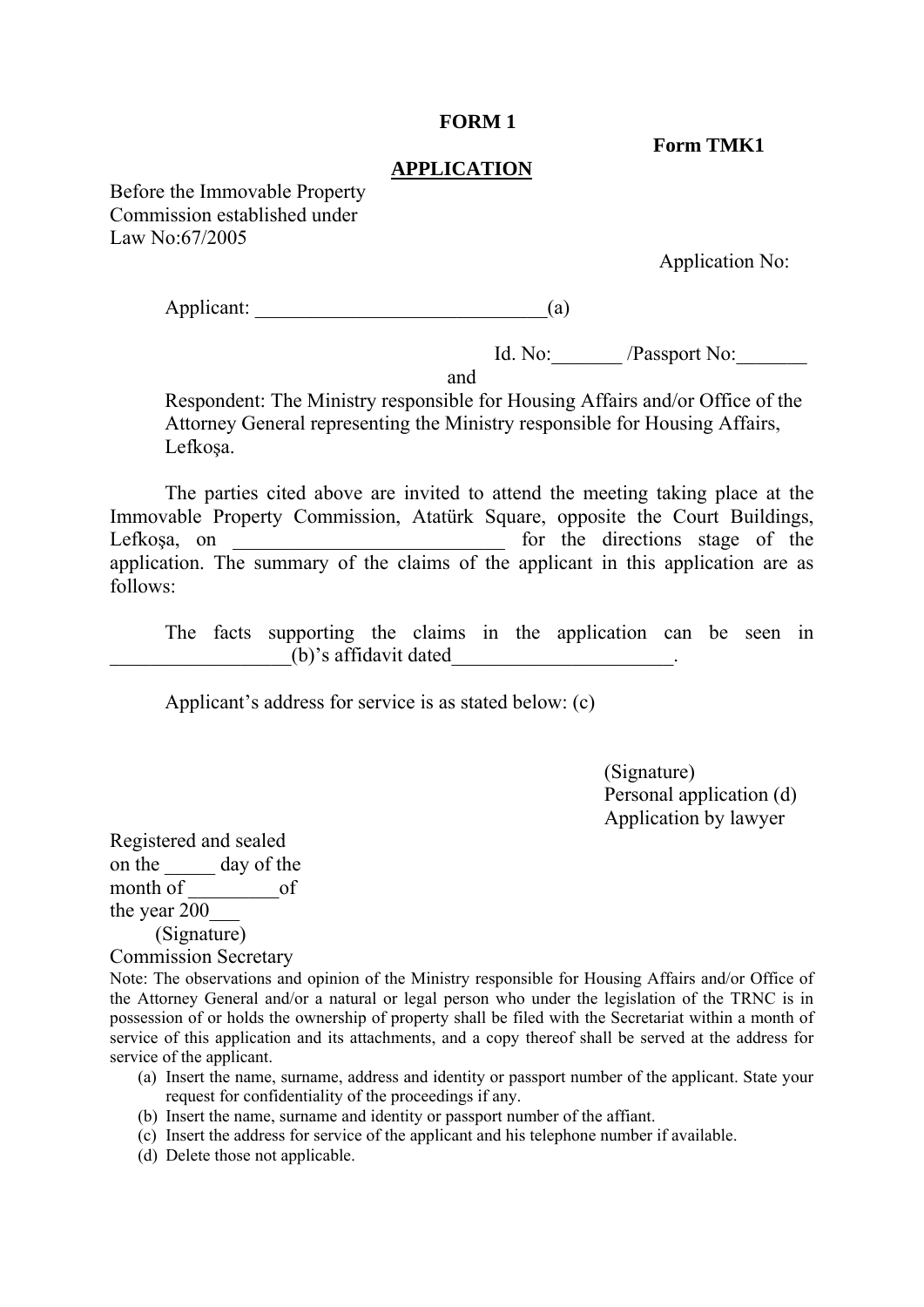**FORM 1**

**Form TMK1**

**APPLICATION**

Before the Immovable Property
Commission established under
Law No:67/2005

Application No:

Applicant: _____________________________(a)

Id. No:_______ /Passport No:_______

and

Respondent: The Ministry responsible for Housing Affairs and/or Office of the Attorney General representing the Ministry responsible for Housing Affairs, Lefkoşa.

The parties cited above are invited to attend the meeting taking place at the Immovable Property Commission, Atatürk Square, opposite the Court Buildings, Lefkoşa, on ___________________________ for the directions stage of the application. The summary of the claims of the applicant in this application are as follows:

The facts supporting the claims in the application can be seen in __________________(b)'s affidavit dated______________________.

Applicant's address for service is as stated below: (c)

(Signature)
Personal application (d)
Application by lawyer

Registered and sealed
on the _____ day of the
month of _________of
the year 200___
(Signature)
Commission Secretary

Note: The observations and opinion of the Ministry responsible for Housing Affairs and/or Office of the Attorney General and/or a natural or legal person who under the legislation of the TRNC is in possession of or holds the ownership of property shall be filed with the Secretariat within a month of service of this application and its attachments, and a copy thereof shall be served at the address for service of the applicant.

(a) Insert the name, surname, address and identity or passport number of the applicant. State your request for confidentiality of the proceedings if any.
(b) Insert the name, surname and identity or passport number of the affiant.
(c) Insert the address for service of the applicant and his telephone number if available.
(d) Delete those not applicable.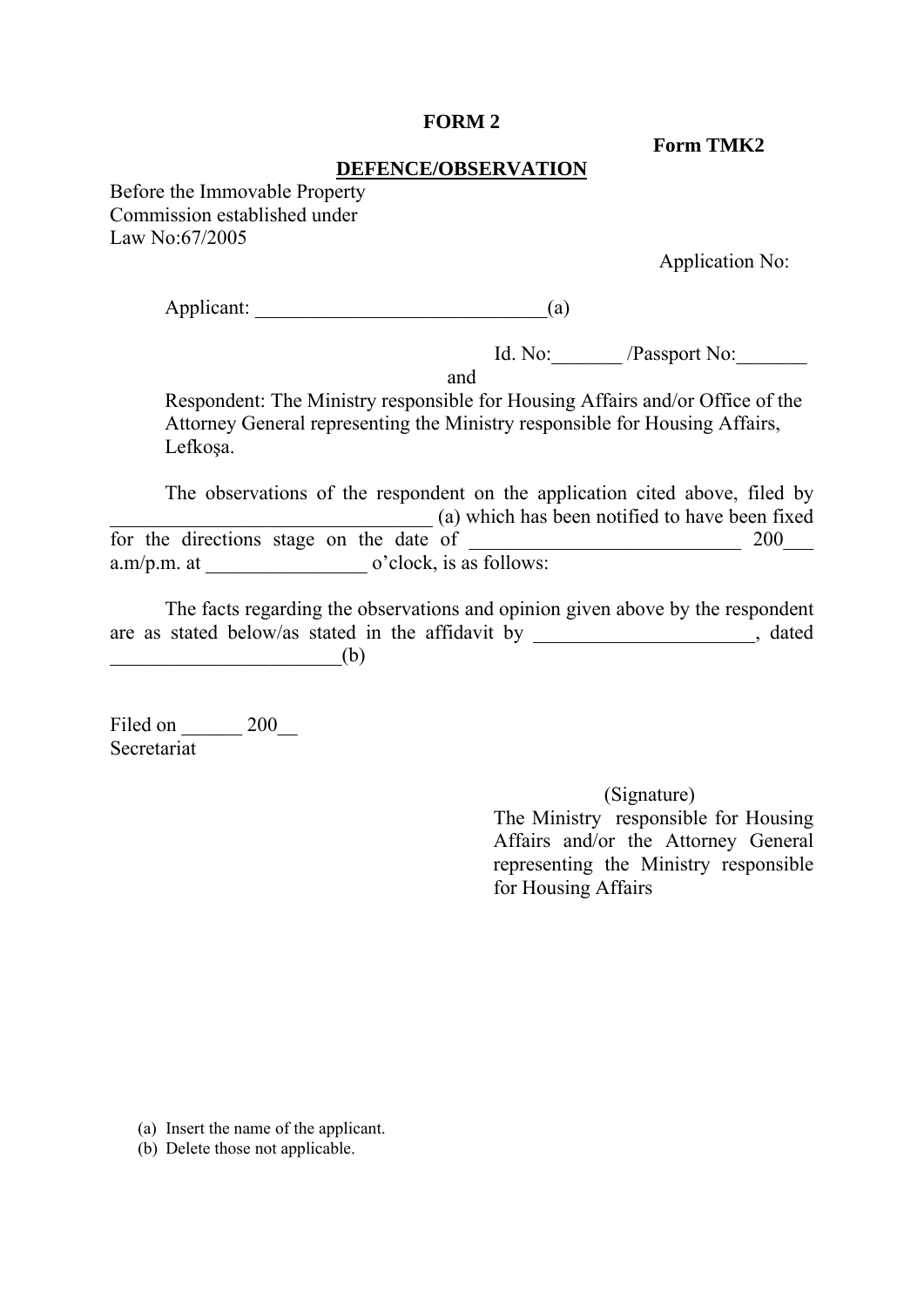**FORM 2**

**Form TMK2**

**DEFENCE/OBSERVATION**

Before the Immovable Property
Commission established under
Law No:67/2005

Application No:

Applicant: ______________________________(a)

Id. No:_______ /Passport No:_______

and

Respondent: The Ministry responsible for Housing Affairs and/or Office of the Attorney General representing the Ministry responsible for Housing Affairs, Lefkoşa.

The observations of the respondent on the application cited above, filed by __________________________________ (a) which has been notified to have been fixed for the directions stage on the date of ____________________________ 200___ a.m/p.m. at ________________ o'clock, is as follows:

The facts regarding the observations and opinion given above by the respondent are as stated below/as stated in the affidavit by ______________________, dated _______________________(b)

Filed on ______ 200__
Secretariat

(Signature)
The Ministry responsible for Housing Affairs and/or the Attorney General representing the Ministry responsible for Housing Affairs

(a) Insert the name of the applicant.
(b) Delete those not applicable.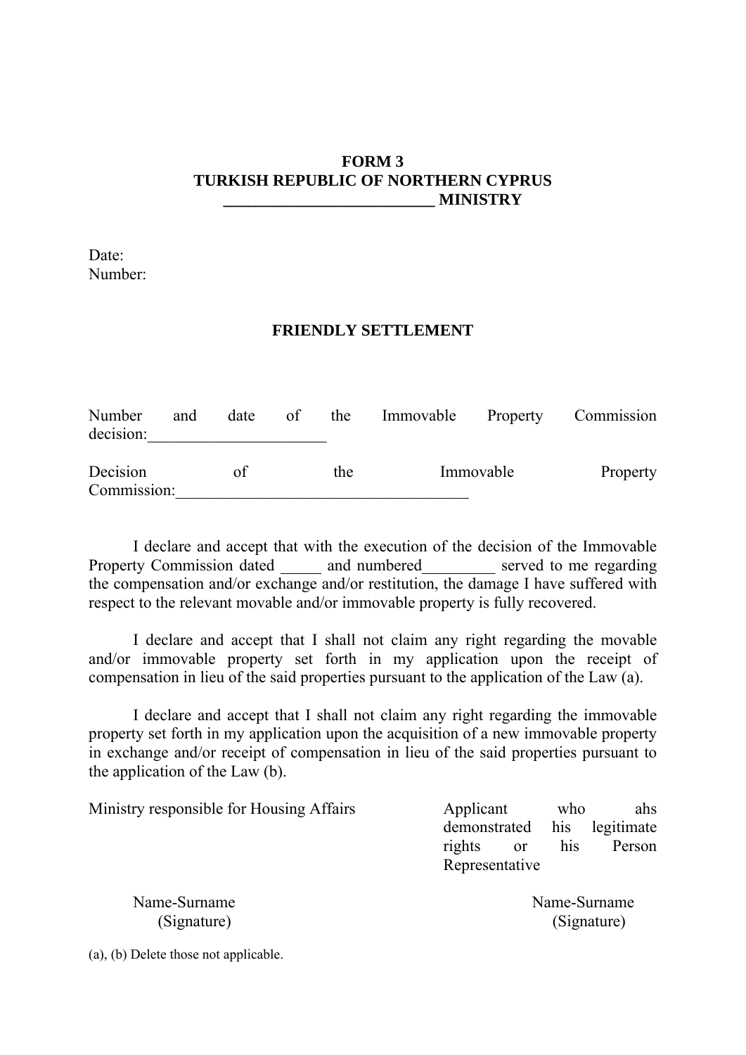**FORM 3**
**TURKISH REPUBLIC OF NORTHERN CYPRUS**
**__________________________ MINISTRY**

Date:
Number:

**FRIENDLY SETTLEMENT**

Number and date of the Immovable Property Commission decision:_____________________

Decision of the Immovable Property Commission:____________________________________

I declare and accept that with the execution of the decision of the Immovable Property Commission dated _____ and numbered_________ served to me regarding the compensation and/or exchange and/or restitution, the damage I have suffered with respect to the relevant movable and/or immovable property is fully recovered.

I declare and accept that I shall not claim any right regarding the movable and/or immovable property set forth in my application upon the receipt of compensation in lieu of the said properties pursuant to the application of the Law (a).

I declare and accept that I shall not claim any right regarding the immovable property set forth in my application upon the acquisition of a new immovable property in exchange and/or receipt of compensation in lieu of the said properties pursuant to the application of the Law (b).

| Ministry responsible for Housing Affairs | Applicant who ahs demonstrated his legitimate rights or his Person Representative |
|---|---|
| Name-Surname (Signature) | Name-Surname (Signature) |

(a), (b) Delete those not applicable.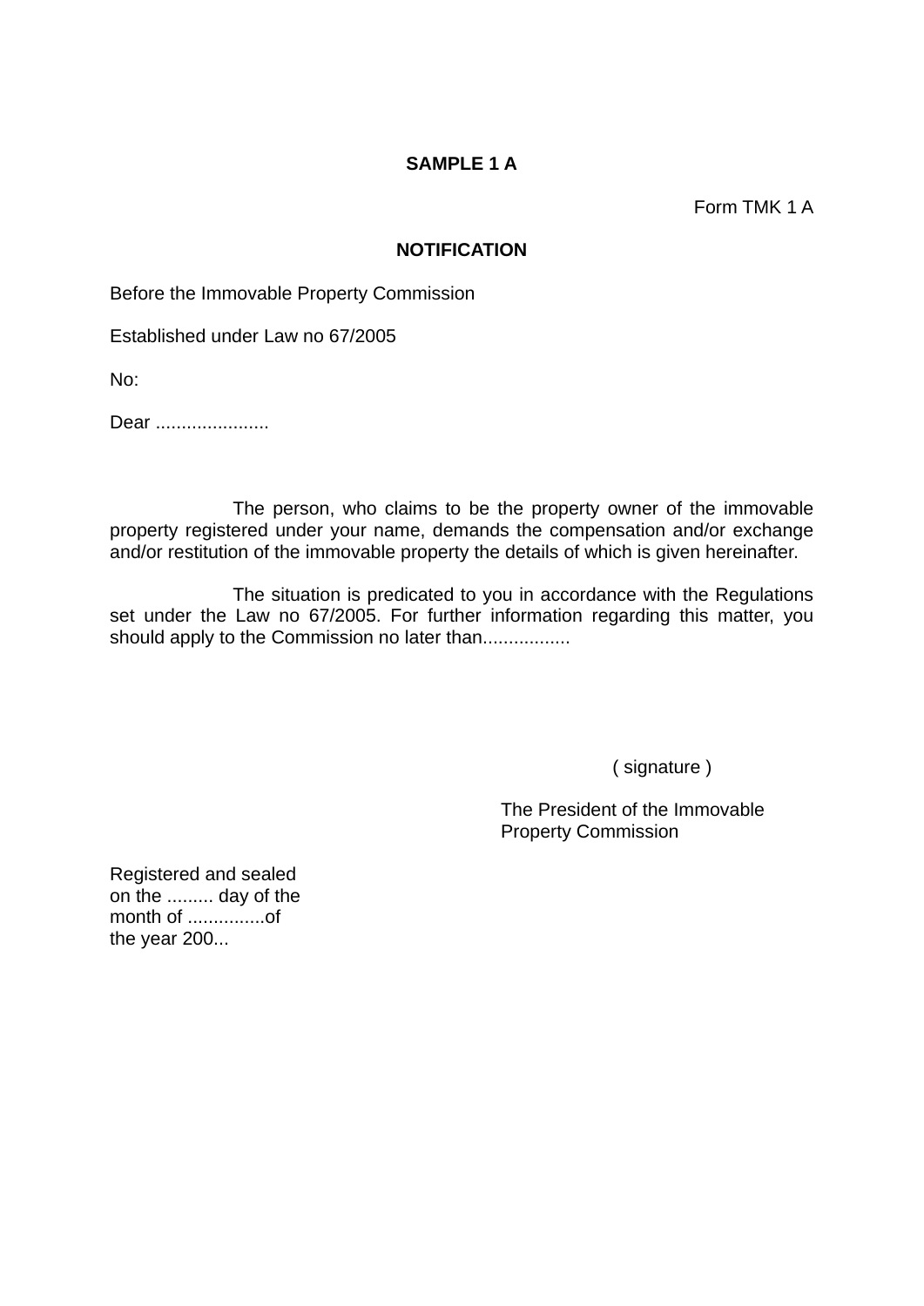**SAMPLE 1 A**

Form TMK 1 A

**NOTIFICATION**

Before the Immovable Property Commission

Established under Law no 67/2005

No:

Dear ......................

The person, who claims to be the property owner of the immovable property registered under your name, demands the compensation and/or exchange and/or restitution of the immovable property the details of which is given hereinafter.

The situation is predicated to you in accordance with the Regulations set under the Law no 67/2005. For further information regarding this matter, you should apply to the Commission no later than.................

( signature )

The President of the Immovable Property Commission

Registered and sealed on the ......... day of the month of ...............of the year 200...